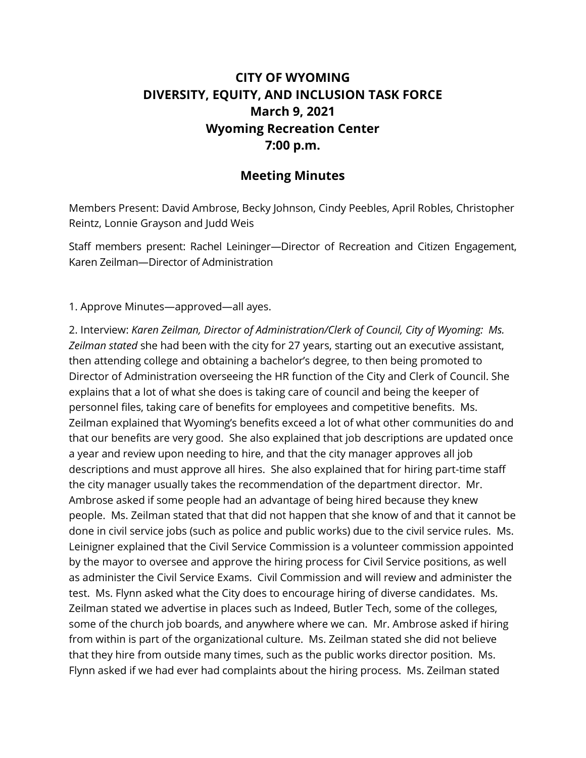# CITY OF WYOMING
# DIVERSITY, EQUITY, AND INCLUSION TASK FORCE
# March 9, 2021
# Wyoming Recreation Center
# 7:00 p.m.

## Meeting Minutes

Members Present: David Ambrose, Becky Johnson, Cindy Peebles, April Robles, Christopher Reintz, Lonnie Grayson and Judd Weis

Staff members present: Rachel Leininger—Director of Recreation and Citizen Engagement, Karen Zeilman—Director of Administration

1. Approve Minutes—approved—all ayes.

2. Interview: *Karen Zeilman, Director of Administration/Clerk of Council, City of Wyoming: Ms. Zeilman stated* she had been with the city for 27 years, starting out an executive assistant, then attending college and obtaining a bachelor's degree, to then being promoted to Director of Administration overseeing the HR function of the City and Clerk of Council. She explains that a lot of what she does is taking care of council and being the keeper of personnel files, taking care of benefits for employees and competitive benefits. Ms. Zeilman explained that Wyoming's benefits exceed a lot of what other communities do and that our benefits are very good. She also explained that job descriptions are updated once a year and review upon needing to hire, and that the city manager approves all job descriptions and must approve all hires. She also explained that for hiring part-time staff the city manager usually takes the recommendation of the department director. Mr. Ambrose asked if some people had an advantage of being hired because they knew people. Ms. Zeilman stated that that did not happen that she know of and that it cannot be done in civil service jobs (such as police and public works) due to the civil service rules. Ms. Leiningrer explained that the Civil Service Commission is a volunteer commission appointed by the mayor to oversee and approve the hiring process for Civil Service positions, as well as administer the Civil Service Exams. Civil Commission and will review and administer the test. Ms. Flynn asked what the City does to encourage hiring of diverse candidates. Ms. Zeilman stated we advertise in places such as Indeed, Butler Tech, some of the colleges, some of the church job boards, and anywhere where we can. Mr. Ambrose asked if hiring from within is part of the organizational culture. Ms. Zeilman stated she did not believe that they hire from outside many times, such as the public works director position. Ms. Flynn asked if we had ever had complaints about the hiring process. Ms. Zeilman stated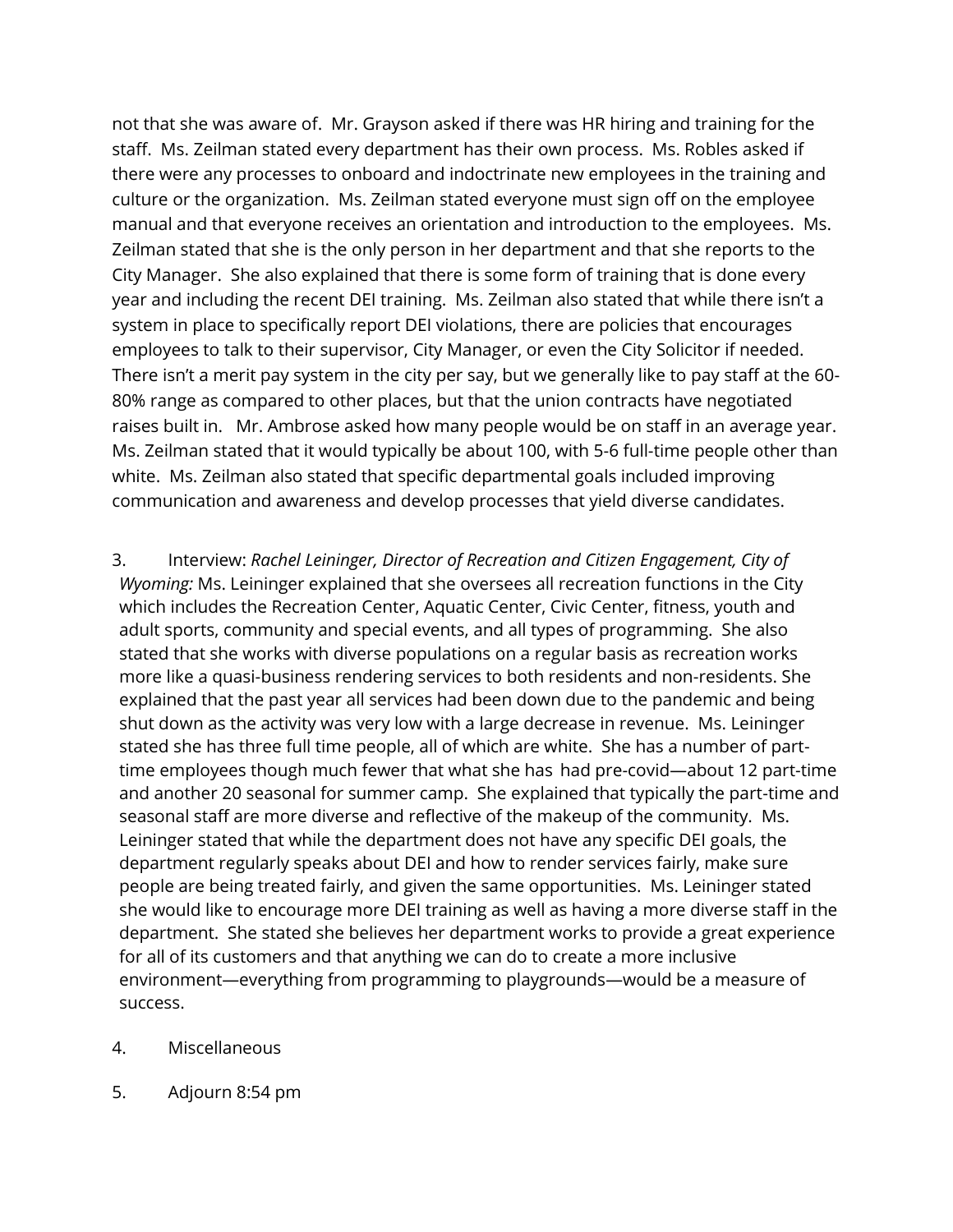not that she was aware of. Mr. Grayson asked if there was HR hiring and training for the staff. Ms. Zeilman stated every department has their own process. Ms. Robles asked if there were any processes to onboard and indoctrinate new employees in the training and culture or the organization. Ms. Zeilman stated everyone must sign off on the employee manual and that everyone receives an orientation and introduction to the employees. Ms. Zeilman stated that she is the only person in her department and that she reports to the City Manager. She also explained that there is some form of training that is done every year and including the recent DEI training. Ms. Zeilman also stated that while there isn't a system in place to specifically report DEI violations, there are policies that encourages employees to talk to their supervisor, City Manager, or even the City Solicitor if needed. There isn't a merit pay system in the city per say, but we generally like to pay staff at the 60-80% range as compared to other places, but that the union contracts have negotiated raises built in. Mr. Ambrose asked how many people would be on staff in an average year. Ms. Zeilman stated that it would typically be about 100, with 5-6 full-time people other than white. Ms. Zeilman also stated that specific departmental goals included improving communication and awareness and develop processes that yield diverse candidates.

3. Interview: *Rachel Leininger, Director of Recreation and Citizen Engagement, City of Wyoming:* Ms. Leininger explained that she oversees all recreation functions in the City which includes the Recreation Center, Aquatic Center, Civic Center, fitness, youth and adult sports, community and special events, and all types of programming. She also stated that she works with diverse populations on a regular basis as recreation works more like a quasi-business rendering services to both residents and non-residents. She explained that the past year all services had been down due to the pandemic and being shut down as the activity was very low with a large decrease in revenue. Ms. Leininger stated she has three full time people, all of which are white. She has a number of part-time employees though much fewer that what she has had pre-covid—about 12 part-time and another 20 seasonal for summer camp. She explained that typically the part-time and seasonal staff are more diverse and reflective of the makeup of the community. Ms. Leininger stated that while the department does not have any specific DEI goals, the department regularly speaks about DEI and how to render services fairly, make sure people are being treated fairly, and given the same opportunities. Ms. Leininger stated she would like to encourage more DEI training as well as having a more diverse staff in the department. She stated she believes her department works to provide a great experience for all of its customers and that anything we can do to create a more inclusive environment—everything from programming to playgrounds—would be a measure of success.

4. Miscellaneous

5. Adjourn 8:54 pm